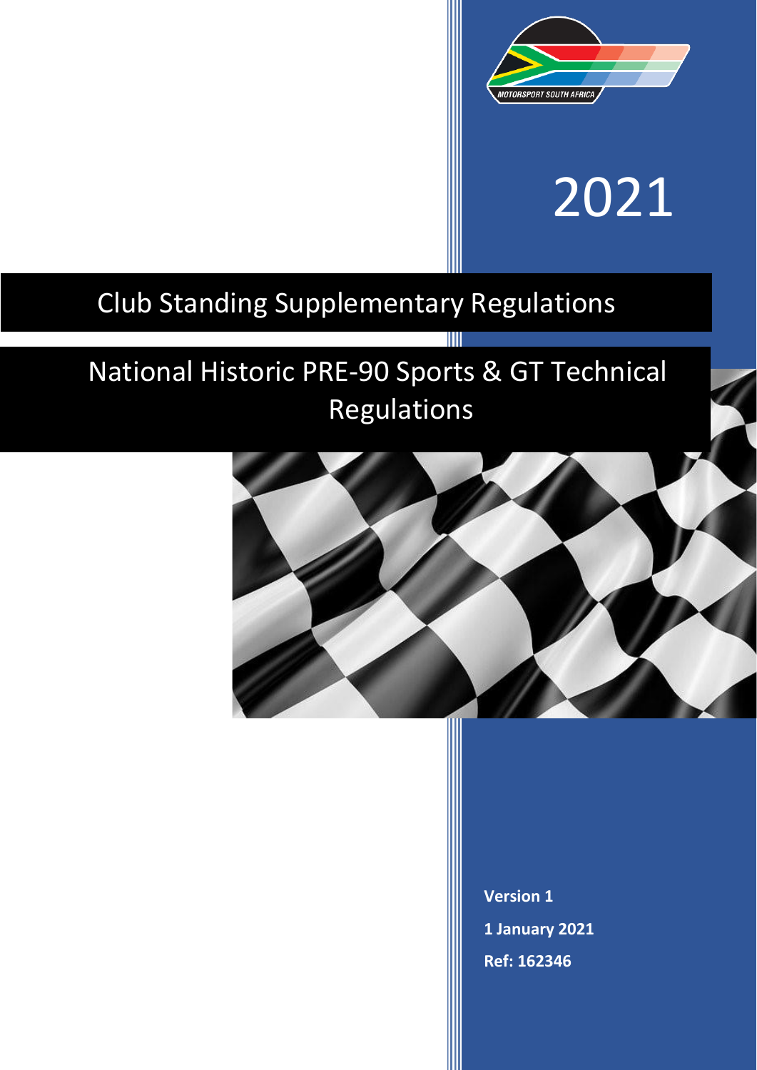MOTORSPORT SOUTH AFRICA

# 2021

## Club Standing Supplementary Regulations

## National Historic PRE-90 Sports & GT Technical Regulations

**Version 1**

**1 January 2021**

**Ref: 162346**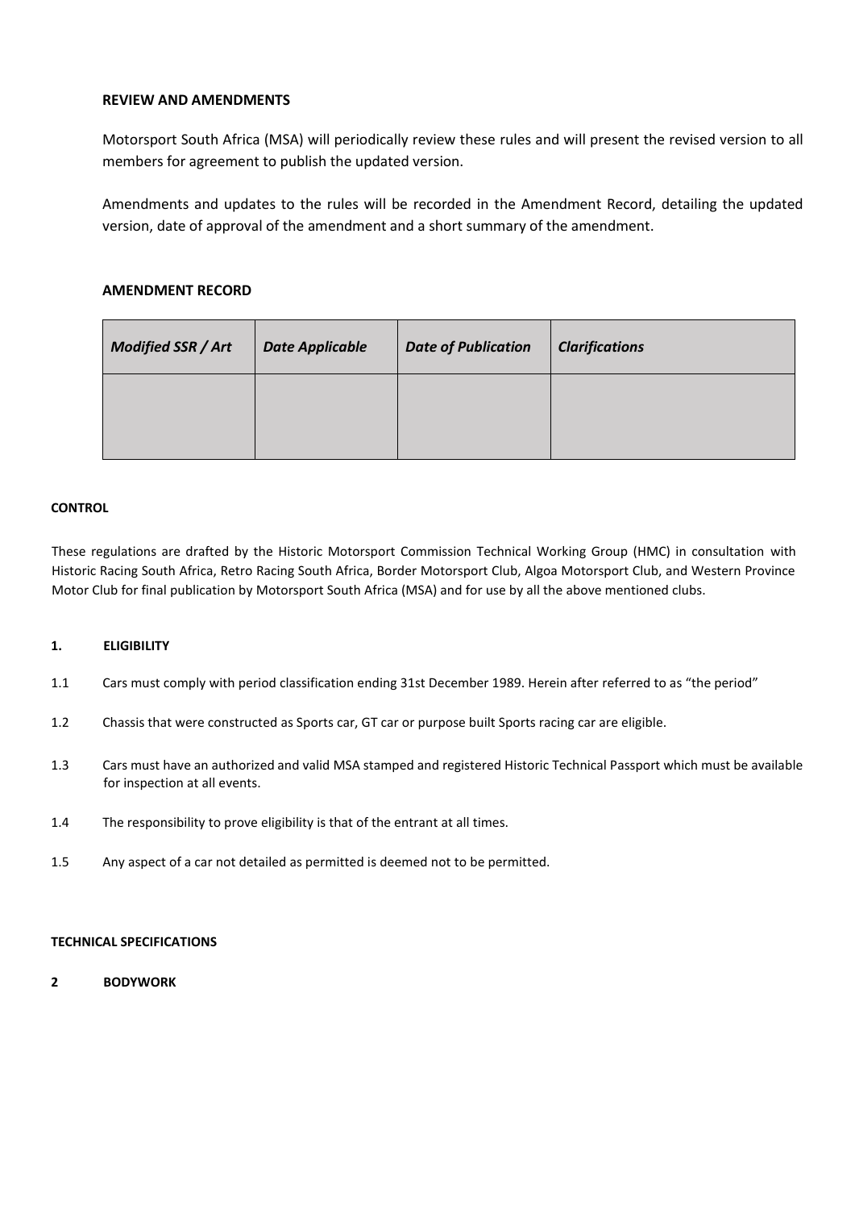**REVIEW AND AMENDMENTS**

Motorsport South Africa (MSA) will periodically review these rules and will present the revised version to all members for agreement to publish the updated version.

Amendments and updates to the rules will be recorded in the Amendment Record, detailing the updated version, date of approval of the amendment and a short summary of the amendment.

**AMENDMENT RECORD**

| *Modified SSR / Art* | *Date Applicable* | *Date of Publication* | *Clarifications* |
| --- | --- | --- | --- |
| | | | |

**CONTROL**

These regulations are drafted by the Historic Motorsport Commission Technical Working Group (HMC) in consultation with Historic Racing South Africa, Retro Racing South Africa, Border Motorsport Club, Algoa Motorsport Club, and Western Province Motor Club for final publication by Motorsport South Africa (MSA) and for use by all the above mentioned clubs.

**1. ELIGIBILITY**

1.1 Cars must comply with period classification ending 31st December 1989. Herein after referred to as "the period"

1.2 Chassis that were constructed as Sports car, GT car or purpose built Sports racing car are eligible.

1.3 Cars must have an authorized and valid MSA stamped and registered Historic Technical Passport which must be available for inspection at all events.

1.4 The responsibility to prove eligibility is that of the entrant at all times.

1.5 Any aspect of a car not detailed as permitted is deemed not to be permitted.

**TECHNICAL SPECIFICATIONS**

**2 BODYWORK**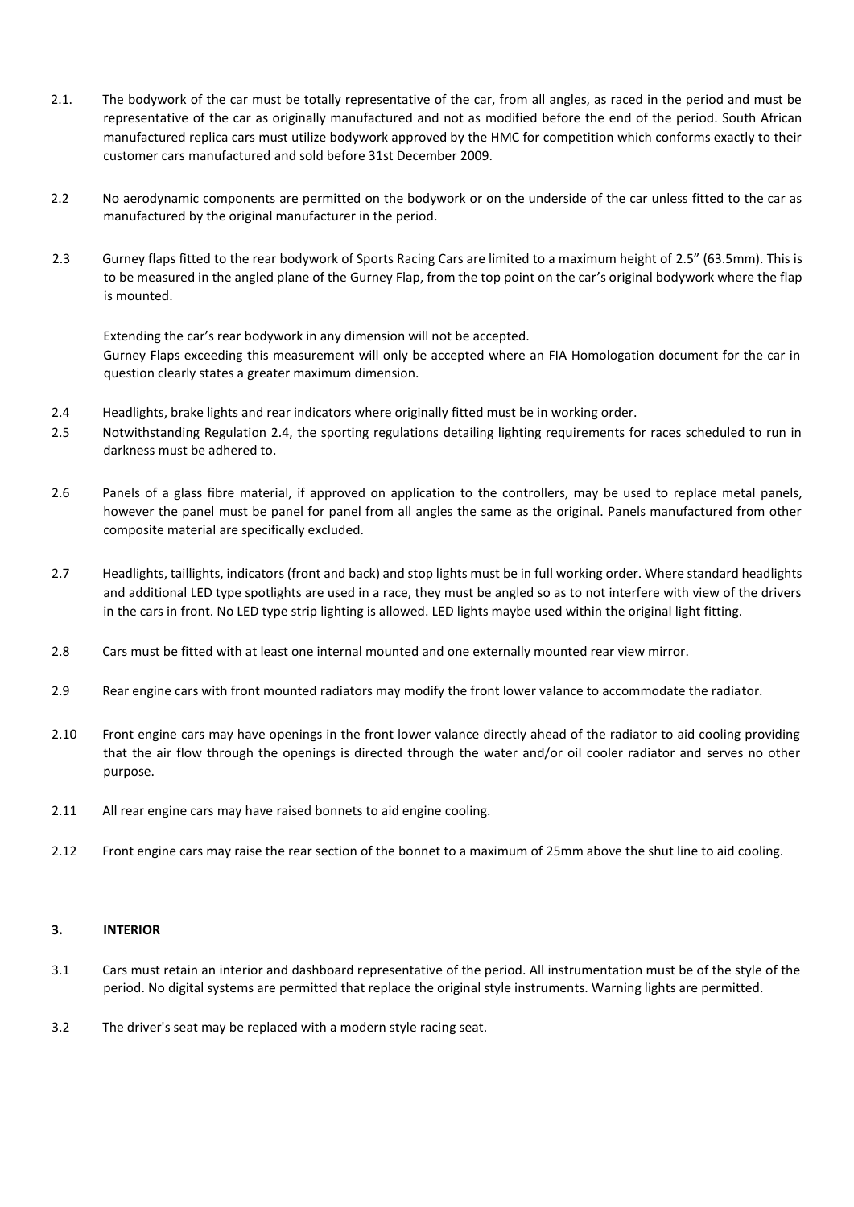2.1. The bodywork of the car must be totally representative of the car, from all angles, as raced in the period and must be representative of the car as originally manufactured and not as modified before the end of the period. South African manufactured replica cars must utilize bodywork approved by the HMC for competition which conforms exactly to their customer cars manufactured and sold before 31st December 2009.

2.2 No aerodynamic components are permitted on the bodywork or on the underside of the car unless fitted to the car as manufactured by the original manufacturer in the period.

2.3 Gurney flaps fitted to the rear bodywork of Sports Racing Cars are limited to a maximum height of 2.5" (63.5mm). This is to be measured in the angled plane of the Gurney Flap, from the top point on the car's original bodywork where the flap is mounted.

Extending the car's rear bodywork in any dimension will not be accepted.
Gurney Flaps exceeding this measurement will only be accepted where an FIA Homologation document for the car in question clearly states a greater maximum dimension.

2.4 Headlights, brake lights and rear indicators where originally fitted must be in working order.

2.5 Notwithstanding Regulation 2.4, the sporting regulations detailing lighting requirements for races scheduled to run in darkness must be adhered to.

2.6 Panels of a glass fibre material, if approved on application to the controllers, may be used to replace metal panels, however the panel must be panel for panel from all angles the same as the original. Panels manufactured from other composite material are specifically excluded.

2.7 Headlights, taillights, indicators (front and back) and stop lights must be in full working order. Where standard headlights and additional LED type spotlights are used in a race, they must be angled so as to not interfere with view of the drivers in the cars in front. No LED type strip lighting is allowed. LED lights maybe used within the original light fitting.

2.8 Cars must be fitted with at least one internal mounted and one externally mounted rear view mirror.

2.9 Rear engine cars with front mounted radiators may modify the front lower valance to accommodate the radiator.

2.10 Front engine cars may have openings in the front lower valance directly ahead of the radiator to aid cooling providing that the air flow through the openings is directed through the water and/or oil cooler radiator and serves no other purpose.

2.11 All rear engine cars may have raised bonnets to aid engine cooling.

2.12 Front engine cars may raise the rear section of the bonnet to a maximum of 25mm above the shut line to aid cooling.

## 3. INTERIOR

3.1 Cars must retain an interior and dashboard representative of the period. All instrumentation must be of the style of the period. No digital systems are permitted that replace the original style instruments. Warning lights are permitted.

3.2 The driver's seat may be replaced with a modern style racing seat.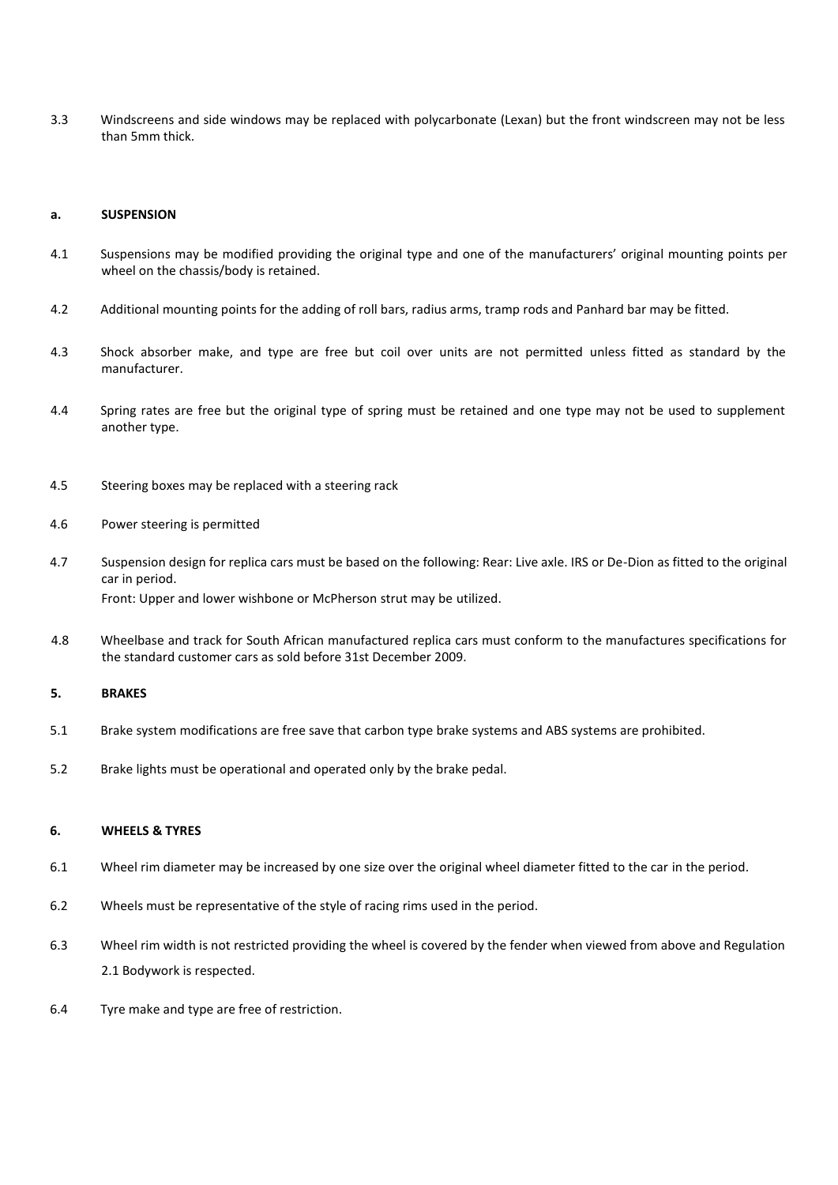3.3 Windscreens and side windows may be replaced with polycarbonate (Lexan) but the front windscreen may not be less than 5mm thick.

**a. SUSPENSION**

4.1 Suspensions may be modified providing the original type and one of the manufacturers' original mounting points per wheel on the chassis/body is retained.

4.2 Additional mounting points for the adding of roll bars, radius arms, tramp rods and Panhard bar may be fitted.

4.3 Shock absorber make, and type are free but coil over units are not permitted unless fitted as standard by the manufacturer.

4.4 Spring rates are free but the original type of spring must be retained and one type may not be used to supplement another type.

4.5 Steering boxes may be replaced with a steering rack

4.6 Power steering is permitted

4.7 Suspension design for replica cars must be based on the following: Rear: Live axle. IRS or De-Dion as fitted to the original car in period.
Front: Upper and lower wishbone or McPherson strut may be utilized.

4.8 Wheelbase and track for South African manufactured replica cars must conform to the manufactures specifications for the standard customer cars as sold before 31st December 2009.

**5. BRAKES**

5.1 Brake system modifications are free save that carbon type brake systems and ABS systems are prohibited.

5.2 Brake lights must be operational and operated only by the brake pedal.

**6. WHEELS & TYRES**

6.1 Wheel rim diameter may be increased by one size over the original wheel diameter fitted to the car in the period.

6.2 Wheels must be representative of the style of racing rims used in the period.

6.3 Wheel rim width is not restricted providing the wheel is covered by the fender when viewed from above and Regulation 2.1 Bodywork is respected.

6.4 Tyre make and type are free of restriction.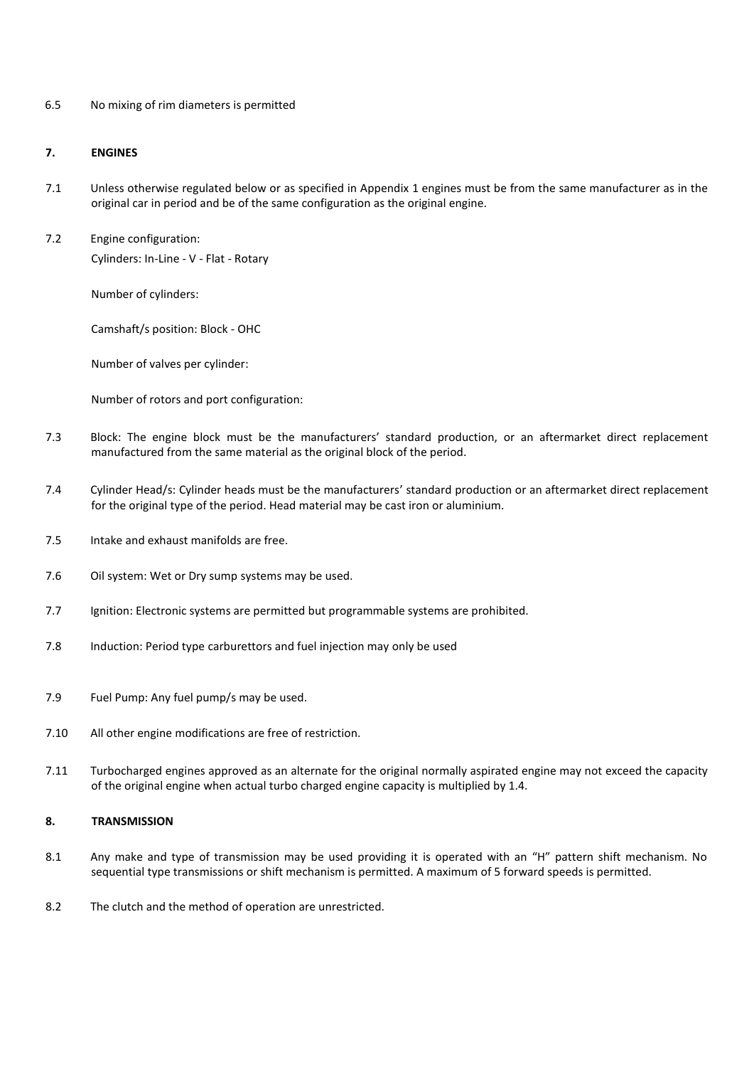6.5 No mixing of rim diameters is permitted

## 7. ENGINES

7.1 Unless otherwise regulated below or as specified in Appendix 1 engines must be from the same manufacturer as in the original car in period and be of the same configuration as the original engine.

7.2 Engine configuration:

Cylinders: In-Line - V - Flat - Rotary

Number of cylinders:

Camshaft/s position: Block - OHC

Number of valves per cylinder:

Number of rotors and port configuration:

7.3 Block: The engine block must be the manufacturers' standard production, or an aftermarket direct replacement manufactured from the same material as the original block of the period.

7.4 Cylinder Head/s: Cylinder heads must be the manufacturers' standard production or an aftermarket direct replacement for the original type of the period. Head material may be cast iron or aluminium.

7.5 Intake and exhaust manifolds are free.

7.6 Oil system: Wet or Dry sump systems may be used.

7.7 Ignition: Electronic systems are permitted but programmable systems are prohibited.

7.8 Induction: Period type carburettors and fuel injection may only be used

7.9 Fuel Pump: Any fuel pump/s may be used.

7.10 All other engine modifications are free of restriction.

7.11 Turbocharged engines approved as an alternate for the original normally aspirated engine may not exceed the capacity of the original engine when actual turbo charged engine capacity is multiplied by 1.4.

## 8. TRANSMISSION

8.1 Any make and type of transmission may be used providing it is operated with an "H" pattern shift mechanism. No sequential type transmissions or shift mechanism is permitted. A maximum of 5 forward speeds is permitted.

8.2 The clutch and the method of operation are unrestricted.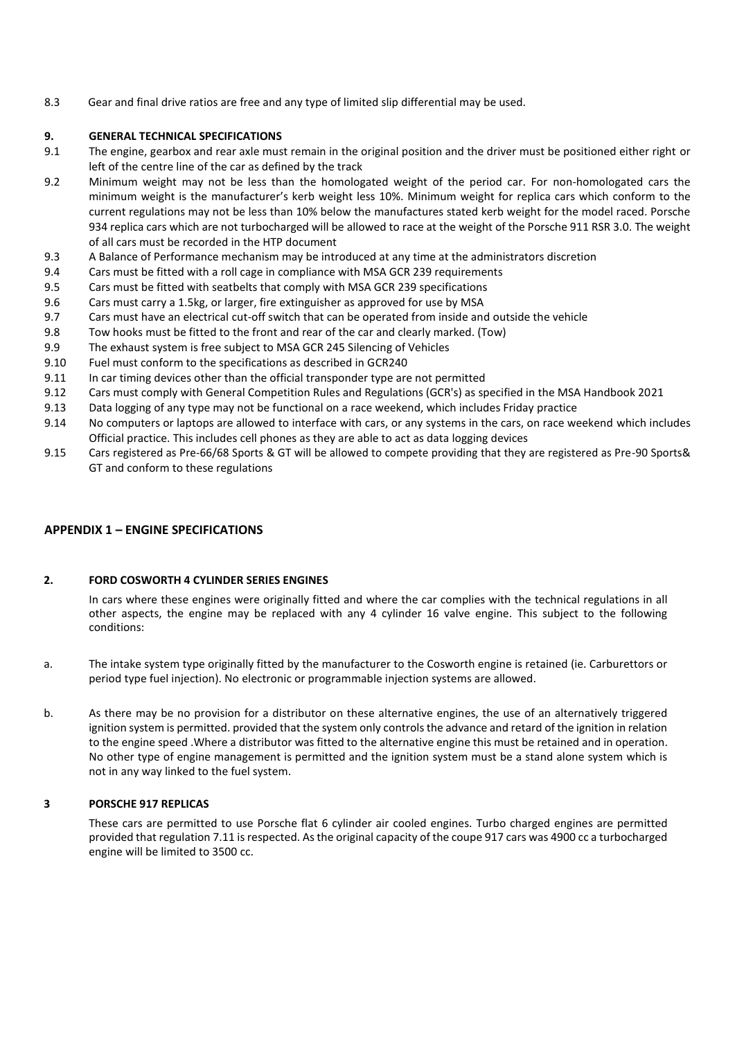8.3 Gear and final drive ratios are free and any type of limited slip differential may be used.

## 9. GENERAL TECHNICAL SPECIFICATIONS

9.1 The engine, gearbox and rear axle must remain in the original position and the driver must be positioned either right or left of the centre line of the car as defined by the track

9.2 Minimum weight may not be less than the homologated weight of the period car. For non-homologated cars the minimum weight is the manufacturer's kerb weight less 10%. Minimum weight for replica cars which conform to the current regulations may not be less than 10% below the manufactures stated kerb weight for the model raced. Porsche 934 replica cars which are not turbocharged will be allowed to race at the weight of the Porsche 911 RSR 3.0. The weight of all cars must be recorded in the HTP document

9.3 A Balance of Performance mechanism may be introduced at any time at the administrators discretion

9.4 Cars must be fitted with a roll cage in compliance with MSA GCR 239 requirements

9.5 Cars must be fitted with seatbelts that comply with MSA GCR 239 specifications

9.6 Cars must carry a 1.5kg, or larger, fire extinguisher as approved for use by MSA

9.7 Cars must have an electrical cut-off switch that can be operated from inside and outside the vehicle

9.8 Tow hooks must be fitted to the front and rear of the car and clearly marked. (Tow)

9.9 The exhaust system is free subject to MSA GCR 245 Silencing of Vehicles

9.10 Fuel must conform to the specifications as described in GCR240

9.11 In car timing devices other than the official transponder type are not permitted

9.12 Cars must comply with General Competition Rules and Regulations (GCR's) as specified in the MSA Handbook 2021

9.13 Data logging of any type may not be functional on a race weekend, which includes Friday practice

9.14 No computers or laptops are allowed to interface with cars, or any systems in the cars, on race weekend which includes Official practice. This includes cell phones as they are able to act as data logging devices

9.15 Cars registered as Pre-66/68 Sports & GT will be allowed to compete providing that they are registered as Pre-90 Sports& GT and conform to these regulations

## APPENDIX 1 – ENGINE SPECIFICATIONS

### 2. FORD COSWORTH 4 CYLINDER SERIES ENGINES

In cars where these engines were originally fitted and where the car complies with the technical regulations in all other aspects, the engine may be replaced with any 4 cylinder 16 valve engine. This subject to the following conditions:

a. The intake system type originally fitted by the manufacturer to the Cosworth engine is retained (ie. Carburettors or period type fuel injection). No electronic or programmable injection systems are allowed.

b. As there may be no provision for a distributor on these alternative engines, the use of an alternatively triggered ignition system is permitted. provided that the system only controls the advance and retard of the ignition in relation to the engine speed .Where a distributor was fitted to the alternative engine this must be retained and in operation. No other type of engine management is permitted and the ignition system must be a stand alone system which is not in any way linked to the fuel system.

### 3 PORSCHE 917 REPLICAS

These cars are permitted to use Porsche flat 6 cylinder air cooled engines. Turbo charged engines are permitted provided that regulation 7.11 is respected. As the original capacity of the coupe 917 cars was 4900 cc a turbocharged engine will be limited to 3500 cc.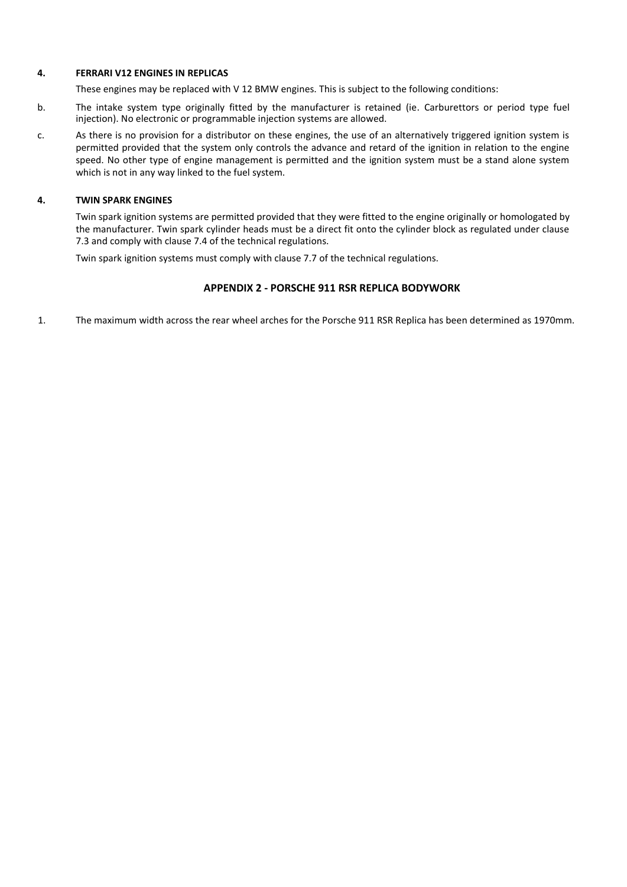#### 4. FERRARI V12 ENGINES IN REPLICAS

These engines may be replaced with V 12 BMW engines. This is subject to the following conditions:

b. The intake system type originally fitted by the manufacturer is retained (ie. Carburettors or period type fuel injection). No electronic or programmable injection systems are allowed.

c. As there is no provision for a distributor on these engines, the use of an alternatively triggered ignition system is permitted provided that the system only controls the advance and retard of the ignition in relation to the engine speed. No other type of engine management is permitted and the ignition system must be a stand alone system which is not in any way linked to the fuel system.

#### 4. TWIN SPARK ENGINES

Twin spark ignition systems are permitted provided that they were fitted to the engine originally or homologated by the manufacturer. Twin spark cylinder heads must be a direct fit onto the cylinder block as regulated under clause 7.3 and comply with clause 7.4 of the technical regulations.

Twin spark ignition systems must comply with clause 7.7 of the technical regulations.

## APPENDIX 2 - PORSCHE 911 RSR REPLICA BODYWORK

1. The maximum width across the rear wheel arches for the Porsche 911 RSR Replica has been determined as 1970mm.